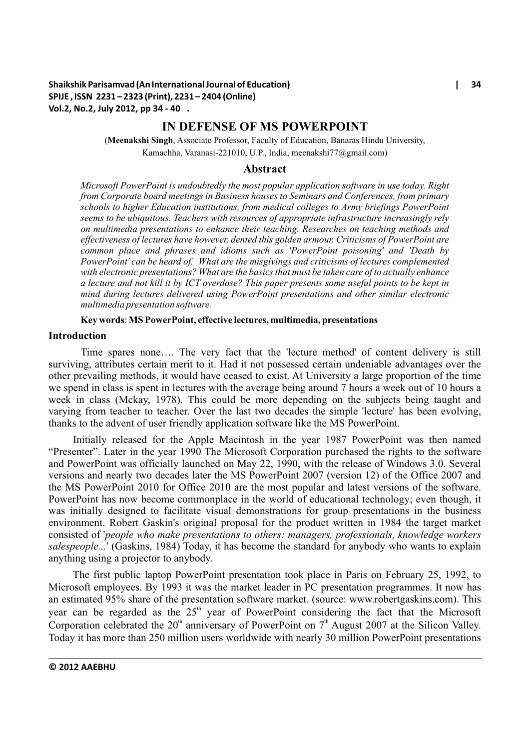# IN DEFENSE OF MS POWERPOINT

(**Meenakshi Singh**, Associate Professor, Faculty of Education, Banaras Hindu University, Kamachha, Varanasi-221010, U.P., India, meenakshi77@gmail.com)

## Abstract

*Microsoft PowerPoint is undoubtedly the most popular application software in use today. Right from Corporate board meetings in Business houses to Seminars and Conferences, from primary schools to higher Education institutions, from medical colleges to Army briefings PowerPoint seems to be ubiquitous. Teachers with resources of appropriate infrastructure increasingly rely on multimedia presentations to enhance their teaching. Researches on teaching methods and effectiveness of lectures have however, dented this golden armour. Criticisms of PowerPoint are common place and phrases and idioms such as 'PowerPoint poisoning' and 'Death by PowerPoint' can be heard of. What are the misgivings and criticisms of lectures complemented with electronic presentations? What are the basics that must be taken care of to actually enhance a lecture and not kill it by ICT overdose? This paper presents some useful points to be kept in mind during lectures delivered using PowerPoint presentations and other similar electronic multimedia presentation software.*

**Key words**: **MS PowerPoint, effective lectures, multimedia, presentations**

## Introduction

Time spares none…. The very fact that the 'lecture method' of content delivery is still surviving, attributes certain merit to it. Had it not possessed certain undeniable advantages over the other prevailing methods, it would have ceased to exist. At University a large proportion of the time we spend in class is spent in lectures with the average being around 7 hours a week out of 10 hours a week in class (Mckay, 1978). This could be more depending on the subjects being taught and varying from teacher to teacher. Over the last two decades the simple 'lecture' has been evolving, thanks to the advent of user friendly application software like the MS PowerPoint.

Initially released for the Apple Macintosh in the year 1987 PowerPoint was then named "Presenter". Later in the year 1990 The Microsoft Corporation purchased the rights to the software and PowerPoint was officially launched on May 22, 1990, with the release of Windows 3.0. Several versions and nearly two decades later the MS PowerPoint 2007 (version 12) of the Office 2007 and the MS PowerPoint 2010 for Office 2010 are the most popular and latest versions of the software. PowerPoint has now become commonplace in the world of educational technology; even though, it was initially designed to facilitate visual demonstrations for group presentations in the business environment. Robert Gaskin's original proposal for the product written in 1984 the target market consisted of '*people who make presentations to others: managers, professionals, knowledge workers salespeople...*' (Gaskins, 1984) Today, it has become the standard for anybody who wants to explain anything using a projector to anybody.

The first public laptop PowerPoint presentation took place in Paris on February 25, 1992, to Microsoft employees. By 1993 it was the market leader in PC presentation programmes. It now has an estimated 95% share of the presentation software market. (source: www.robertgaskins.com). This year can be regarded as the 25th year of PowerPoint considering the fact that the Microsoft Corporation celebrated the 20th anniversary of PowerPoint on 7th August 2007 at the Silicon Valley. Today it has more than 250 million users worldwide with nearly 30 million PowerPoint presentations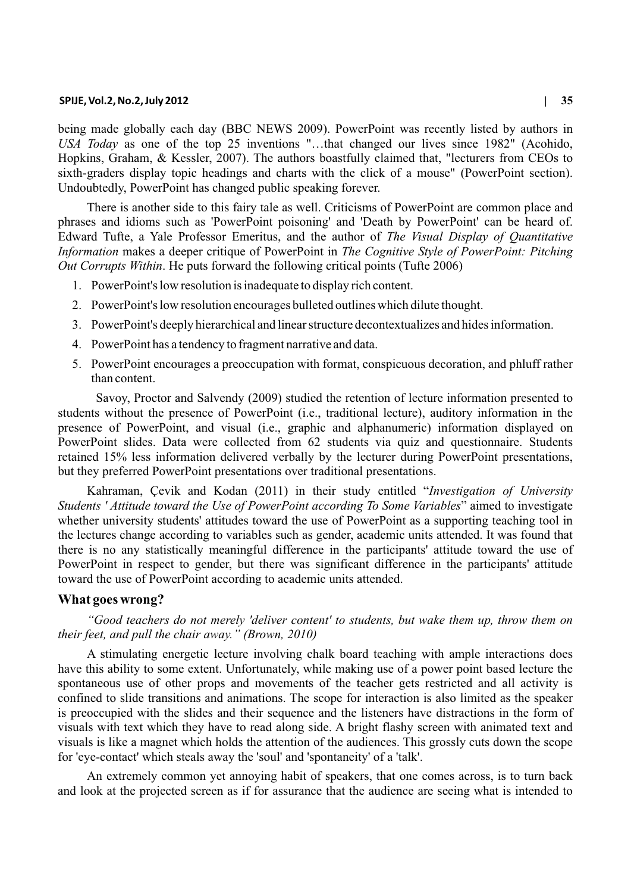being made globally each day (BBC NEWS 2009). PowerPoint was recently listed by authors in *USA Today* as one of the top 25 inventions "…that changed our lives since 1982" (Acohido, Hopkins, Graham, & Kessler, 2007). The authors boastfully claimed that, "lecturers from CEOs to sixth-graders display topic headings and charts with the click of a mouse" (PowerPoint section). Undoubtedly, PowerPoint has changed public speaking forever.

There is another side to this fairy tale as well. Criticisms of PowerPoint are common place and phrases and idioms such as 'PowerPoint poisoning' and 'Death by PowerPoint' can be heard of. Edward Tufte, a Yale Professor Emeritus, and the author of *The Visual Display of Quantitative Information* makes a deeper critique of PowerPoint in *The Cognitive Style of PowerPoint: Pitching Out Corrupts Within*. He puts forward the following critical points (Tufte 2006)

1. PowerPoint's low resolution is inadequate to display rich content.
2. PowerPoint's low resolution encourages bulleted outlines which dilute thought.
3. PowerPoint's deeply hierarchical and linear structure decontextualizes and hides information.
4. PowerPoint has a tendency to fragment narrative and data.
5. PowerPoint encourages a preoccupation with format, conspicuous decoration, and phluff rather than content.

Savoy, Proctor and Salvendy (2009) studied the retention of lecture information presented to students without the presence of PowerPoint (i.e., traditional lecture), auditory information in the presence of PowerPoint, and visual (i.e., graphic and alphanumeric) information displayed on PowerPoint slides. Data were collected from 62 students via quiz and questionnaire. Students retained 15% less information delivered verbally by the lecturer during PowerPoint presentations, but they preferred PowerPoint presentations over traditional presentations.

Kahraman, Çevik and Kodan (2011) in their study entitled "*Investigation of University Students ' Attitude toward the Use of PowerPoint according To Some Variables*" aimed to investigate whether university students' attitudes toward the use of PowerPoint as a supporting teaching tool in the lectures change according to variables such as gender, academic units attended. It was found that there is no any statistically meaningful difference in the participants' attitude toward the use of PowerPoint in respect to gender, but there was significant difference in the participants' attitude toward the use of PowerPoint according to academic units attended.

## What goes wrong?

*"Good teachers do not merely 'deliver content' to students, but wake them up, throw them on their feet, and pull the chair away." (Brown, 2010)*

A stimulating energetic lecture involving chalk board teaching with ample interactions does have this ability to some extent. Unfortunately, while making use of a power point based lecture the spontaneous use of other props and movements of the teacher gets restricted and all activity is confined to slide transitions and animations. The scope for interaction is also limited as the speaker is preoccupied with the slides and their sequence and the listeners have distractions in the form of visuals with text which they have to read along side. A bright flashy screen with animated text and visuals is like a magnet which holds the attention of the audiences. This grossly cuts down the scope for 'eye-contact' which steals away the 'soul' and 'spontaneity' of a 'talk'.

An extremely common yet annoying habit of speakers, that one comes across, is to turn back and look at the projected screen as if for assurance that the audience are seeing what is intended to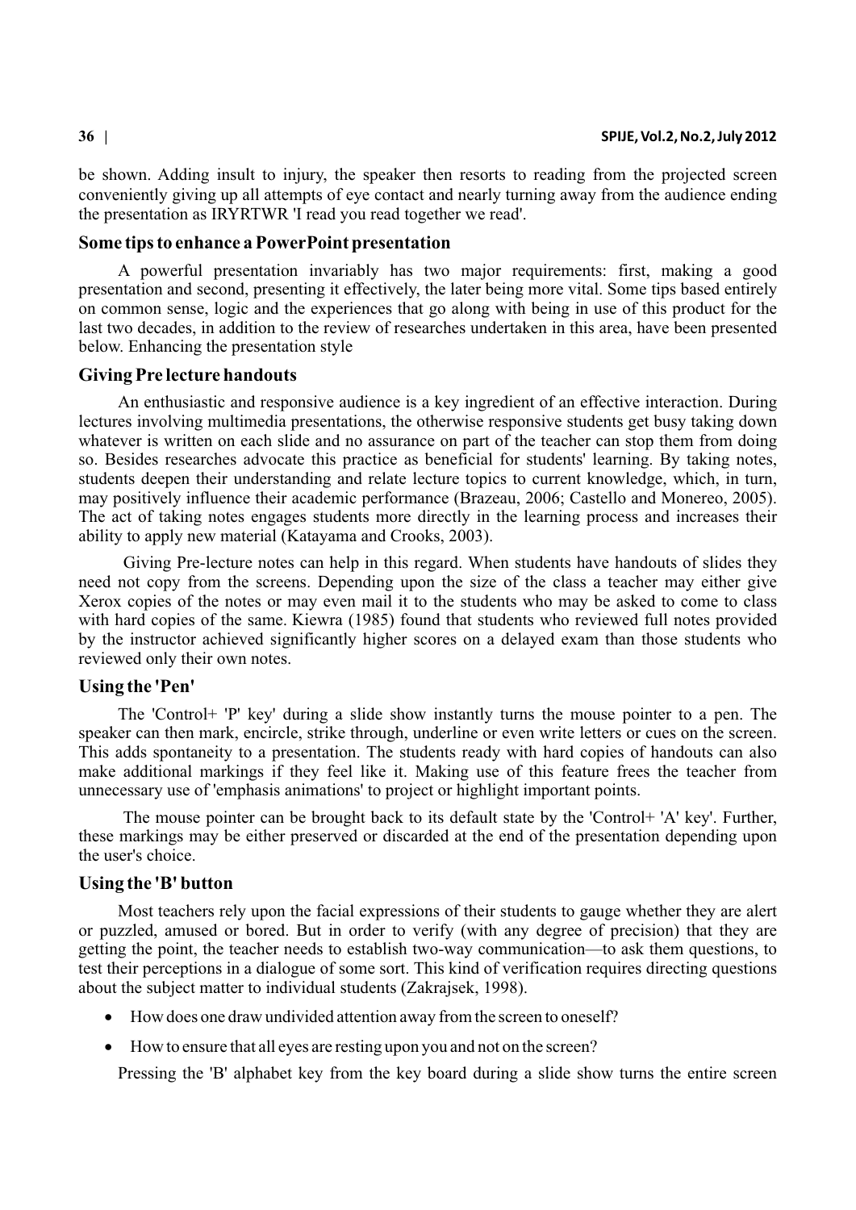be shown. Adding insult to injury, the speaker then resorts to reading from the projected screen conveniently giving up all attempts of eye contact and nearly turning away from the audience ending the presentation as IRYRTWR 'I read you read together we read'.

## Some tips to enhance a PowerPoint presentation

A powerful presentation invariably has two major requirements: first, making a good presentation and second, presenting it effectively, the later being more vital. Some tips based entirely on common sense, logic and the experiences that go along with being in use of this product for the last two decades, in addition to the review of researches undertaken in this area, have been presented below. Enhancing the presentation style

## Giving Pre lecture handouts

An enthusiastic and responsive audience is a key ingredient of an effective interaction. During lectures involving multimedia presentations, the otherwise responsive students get busy taking down whatever is written on each slide and no assurance on part of the teacher can stop them from doing so. Besides researches advocate this practice as beneficial for students' learning. By taking notes, students deepen their understanding and relate lecture topics to current knowledge, which, in turn, may positively influence their academic performance (Brazeau, 2006; Castello and Monereo, 2005). The act of taking notes engages students more directly in the learning process and increases their ability to apply new material (Katayama and Crooks, 2003).

Giving Pre-lecture notes can help in this regard. When students have handouts of slides they need not copy from the screens. Depending upon the size of the class a teacher may either give Xerox copies of the notes or may even mail it to the students who may be asked to come to class with hard copies of the same. Kiewra (1985) found that students who reviewed full notes provided by the instructor achieved significantly higher scores on a delayed exam than those students who reviewed only their own notes.

## Using the 'Pen'

The 'Control+ 'P' key' during a slide show instantly turns the mouse pointer to a pen. The speaker can then mark, encircle, strike through, underline or even write letters or cues on the screen. This adds spontaneity to a presentation. The students ready with hard copies of handouts can also make additional markings if they feel like it. Making use of this feature frees the teacher from unnecessary use of 'emphasis animations' to project or highlight important points.

The mouse pointer can be brought back to its default state by the 'Control+ 'A' key'. Further, these markings may be either preserved or discarded at the end of the presentation depending upon the user's choice.

## Using the 'B' button

Most teachers rely upon the facial expressions of their students to gauge whether they are alert or puzzled, amused or bored. But in order to verify (with any degree of precision) that they are getting the point, the teacher needs to establish two-way communication—to ask them questions, to test their perceptions in a dialogue of some sort. This kind of verification requires directing questions about the subject matter to individual students (Zakrajsek, 1998).

- How does one draw undivided attention away from the screen to oneself?
- How to ensure that all eyes are resting upon you and not on the screen?

Pressing the 'B' alphabet key from the key board during a slide show turns the entire screen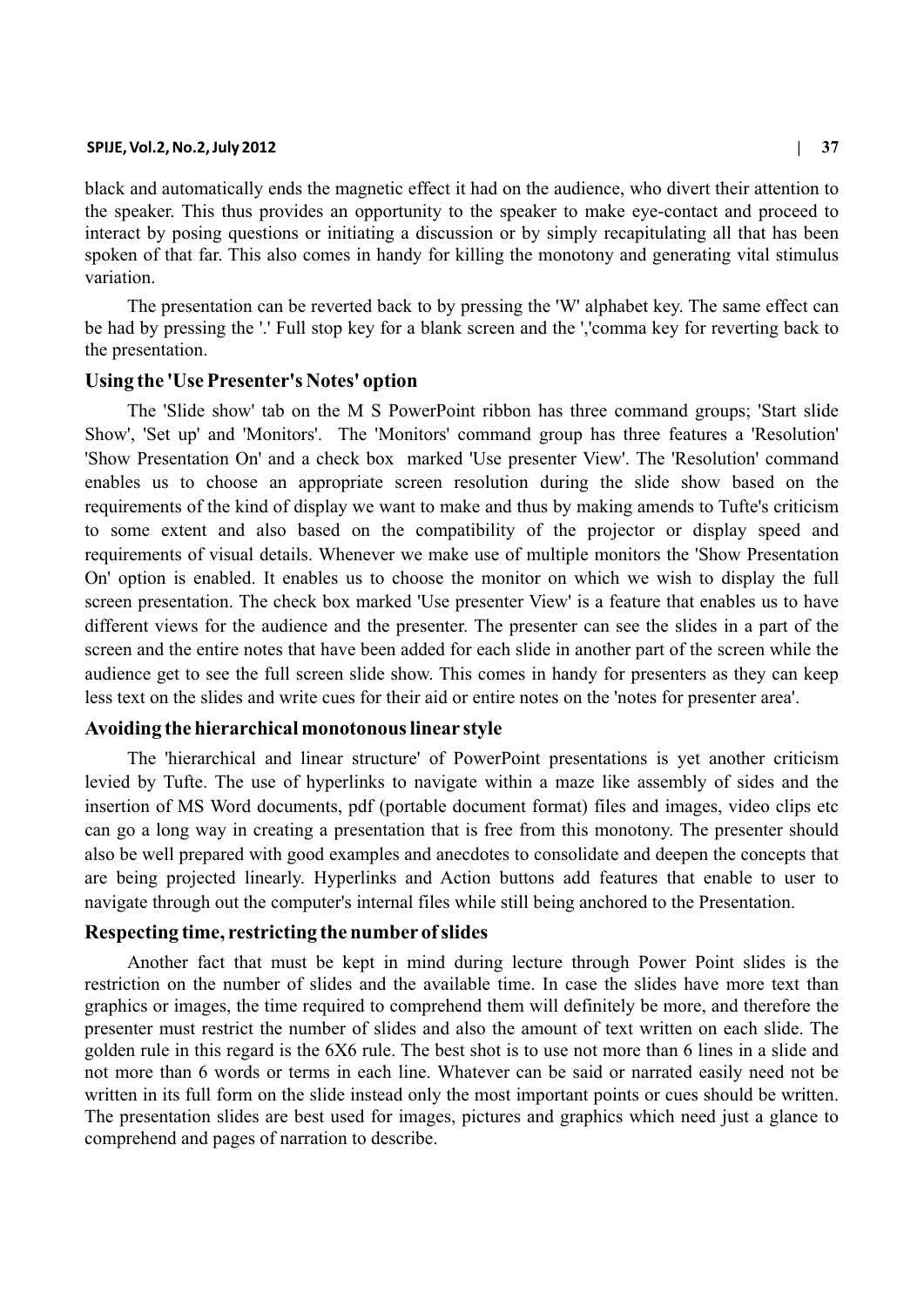black and automatically ends the magnetic effect it had on the audience, who divert their attention to the speaker. This thus provides an opportunity to the speaker to make eye-contact and proceed to interact by posing questions or initiating a discussion or by simply recapitulating all that has been spoken of that far. This also comes in handy for killing the monotony and generating vital stimulus variation.

The presentation can be reverted back to by pressing the 'W' alphabet key. The same effect can be had by pressing the '.' Full stop key for a blank screen and the ','comma key for reverting back to the presentation.

### Using the 'Use Presenter's Notes' option

The 'Slide show' tab on the M S PowerPoint ribbon has three command groups; 'Start slide Show', 'Set up' and 'Monitors'. The 'Monitors' command group has three features a 'Resolution' 'Show Presentation On' and a check box marked 'Use presenter View'. The 'Resolution' command enables us to choose an appropriate screen resolution during the slide show based on the requirements of the kind of display we want to make and thus by making amends to Tufte's criticism to some extent and also based on the compatibility of the projector or display speed and requirements of visual details. Whenever we make use of multiple monitors the 'Show Presentation On' option is enabled. It enables us to choose the monitor on which we wish to display the full screen presentation. The check box marked 'Use presenter View' is a feature that enables us to have different views for the audience and the presenter. The presenter can see the slides in a part of the screen and the entire notes that have been added for each slide in another part of the screen while the audience get to see the full screen slide show. This comes in handy for presenters as they can keep less text on the slides and write cues for their aid or entire notes on the 'notes for presenter area'.

### Avoiding the hierarchical monotonous linear style

The 'hierarchical and linear structure' of PowerPoint presentations is yet another criticism levied by Tufte. The use of hyperlinks to navigate within a maze like assembly of sides and the insertion of MS Word documents, pdf (portable document format) files and images, video clips etc can go a long way in creating a presentation that is free from this monotony. The presenter should also be well prepared with good examples and anecdotes to consolidate and deepen the concepts that are being projected linearly. Hyperlinks and Action buttons add features that enable to user to navigate through out the computer's internal files while still being anchored to the Presentation.

### Respecting time, restricting the number of slides

Another fact that must be kept in mind during lecture through Power Point slides is the restriction on the number of slides and the available time. In case the slides have more text than graphics or images, the time required to comprehend them will definitely be more, and therefore the presenter must restrict the number of slides and also the amount of text written on each slide. The golden rule in this regard is the 6X6 rule. The best shot is to use not more than 6 lines in a slide and not more than 6 words or terms in each line. Whatever can be said or narrated easily need not be written in its full form on the slide instead only the most important points or cues should be written. The presentation slides are best used for images, pictures and graphics which need just a glance to comprehend and pages of narration to describe.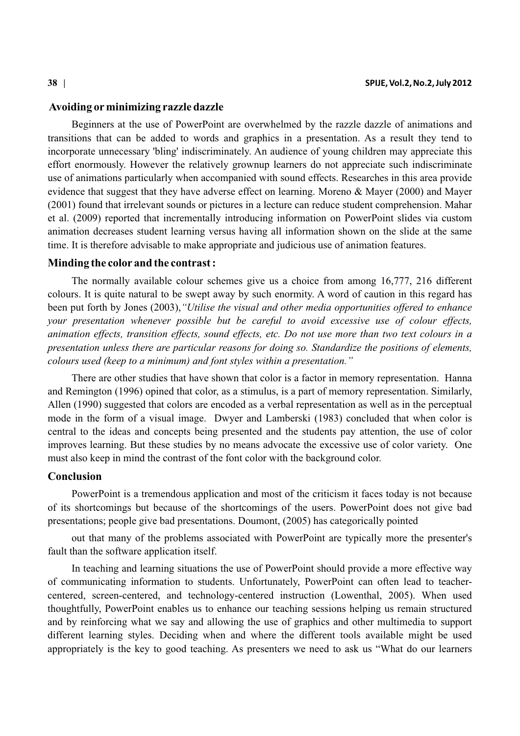## Avoiding or minimizing razzle dazzle

Beginners at the use of PowerPoint are overwhelmed by the razzle dazzle of animations and transitions that can be added to words and graphics in a presentation. As a result they tend to incorporate unnecessary 'bling' indiscriminately. An audience of young children may appreciate this effort enormously. However the relatively grownup learners do not appreciate such indiscriminate use of animations particularly when accompanied with sound effects. Researches in this area provide evidence that suggest that they have adverse effect on learning. Moreno & Mayer (2000) and Mayer (2001) found that irrelevant sounds or pictures in a lecture can reduce student comprehension. Mahar et al. (2009) reported that incrementally introducing information on PowerPoint slides via custom animation decreases student learning versus having all information shown on the slide at the same time. It is therefore advisable to make appropriate and judicious use of animation features.

## Minding the color and the contrast :

The normally available colour schemes give us a choice from among 16,777, 216 different colours. It is quite natural to be swept away by such enormity. A word of caution in this regard has been put forth by Jones (2003), *"Utilise the visual and other media opportunities offered to enhance your presentation whenever possible but be careful to avoid excessive use of colour effects, animation effects, transition effects, sound effects, etc. Do not use more than two text colours in a presentation unless there are particular reasons for doing so. Standardize the positions of elements, colours used (keep to a minimum) and font styles within a presentation."*

There are other studies that have shown that color is a factor in memory representation. Hanna and Remington (1996) opined that color, as a stimulus, is a part of memory representation. Similarly, Allen (1990) suggested that colors are encoded as a verbal representation as well as in the perceptual mode in the form of a visual image. Dwyer and Lamberski (1983) concluded that when color is central to the ideas and concepts being presented and the students pay attention, the use of color improves learning. But these studies by no means advocate the excessive use of color variety. One must also keep in mind the contrast of the font color with the background color.

## Conclusion

PowerPoint is a tremendous application and most of the criticism it faces today is not because of its shortcomings but because of the shortcomings of the users. PowerPoint does not give bad presentations; people give bad presentations. Doumont, (2005) has categorically pointed out that many of the problems associated with PowerPoint are typically more the presenter's fault than the software application itself.

In teaching and learning situations the use of PowerPoint should provide a more effective way of communicating information to students. Unfortunately, PowerPoint can often lead to teacher-centered, screen-centered, and technology-centered instruction (Lowenthal, 2005). When used thoughtfully, PowerPoint enables us to enhance our teaching sessions helping us remain structured and by reinforcing what we say and allowing the use of graphics and other multimedia to support different learning styles. Deciding when and where the different tools available might be used appropriately is the key to good teaching. As presenters we need to ask us "What do our learners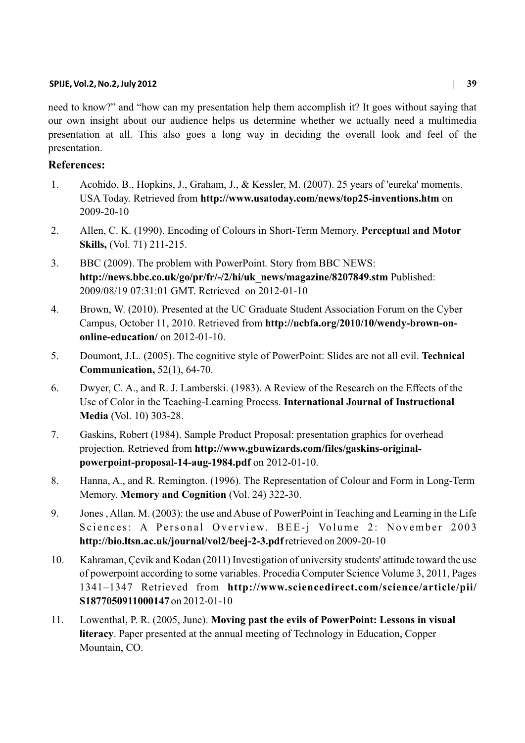need to know?" and "how can my presentation help them accomplish it? It goes without saying that our own insight about our audience helps us determine whether we actually need a multimedia presentation at all. This also goes a long way in deciding the overall look and feel of the presentation.

## References:

1. Acohido, B., Hopkins, J., Graham, J., & Kessler, M. (2007). 25 years of 'eureka' moments. USA Today. Retrieved from **http://www.usatoday.com/news/top25-inventions.htm** on 2009-20-10
2. Allen, C. K. (1990). Encoding of Colours in Short-Term Memory. **Perceptual and Motor Skills,** (Vol. 71) 211-215.
3. BBC (2009). The problem with PowerPoint. Story from BBC NEWS: **http://news.bbc.co.uk/go/pr/fr/-/2/hi/uk_news/magazine/8207849.stm** Published: 2009/08/19 07:31:01 GMT. Retrieved on 2012-01-10
4. Brown, W. (2010). Presented at the UC Graduate Student Association Forum on the Cyber Campus, October 11, 2010. Retrieved from **http://ucbfa.org/2010/10/wendy-brown-on-online-education/** on 2012-01-10.
5. Doumont, J.L. (2005). The cognitive style of PowerPoint: Slides are not all evil. **Technical Communication,** 52(1), 64-70.
6. Dwyer, C. A., and R. J. Lamberski. (1983). A Review of the Research on the Effects of the Use of Color in the Teaching-Learning Process. **International Journal of Instructional Media** (Vol. 10) 303-28.
7. Gaskins, Robert (1984). Sample Product Proposal: presentation graphics for overhead projection. Retrieved from **http://www.gbuwizards.com/files/gaskins-original-powerpoint-proposal-14-aug-1984.pdf** on 2012-01-10.
8. Hanna, A., and R. Remington. (1996). The Representation of Colour and Form in Long-Term Memory. **Memory and Cognition** (Vol. 24) 322-30.
9. Jones , Allan. M. (2003): the use and Abuse of PowerPoint in Teaching and Learning in the Life Sciences: A Personal Overview. BEE-j Volume 2: November 2003 **http://bio.ltsn.ac.uk/journal/vol2/beej-2-3.pdf** retrieved on 2009-20-10
10. Kahraman, Çevik and Kodan (2011) Investigation of university students' attitude toward the use of powerpoint according to some variables. Procedia Computer Science Volume 3, 2011, Pages 1341–1347 Retrieved from **http://www.sciencedirect.com/science/article/pii/S1877050911000147** on 2012-01-10
11. Lowenthal, P. R. (2005, June). **Moving past the evils of PowerPoint: Lessons in visual literacy**. Paper presented at the annual meeting of Technology in Education, Copper Mountain, CO.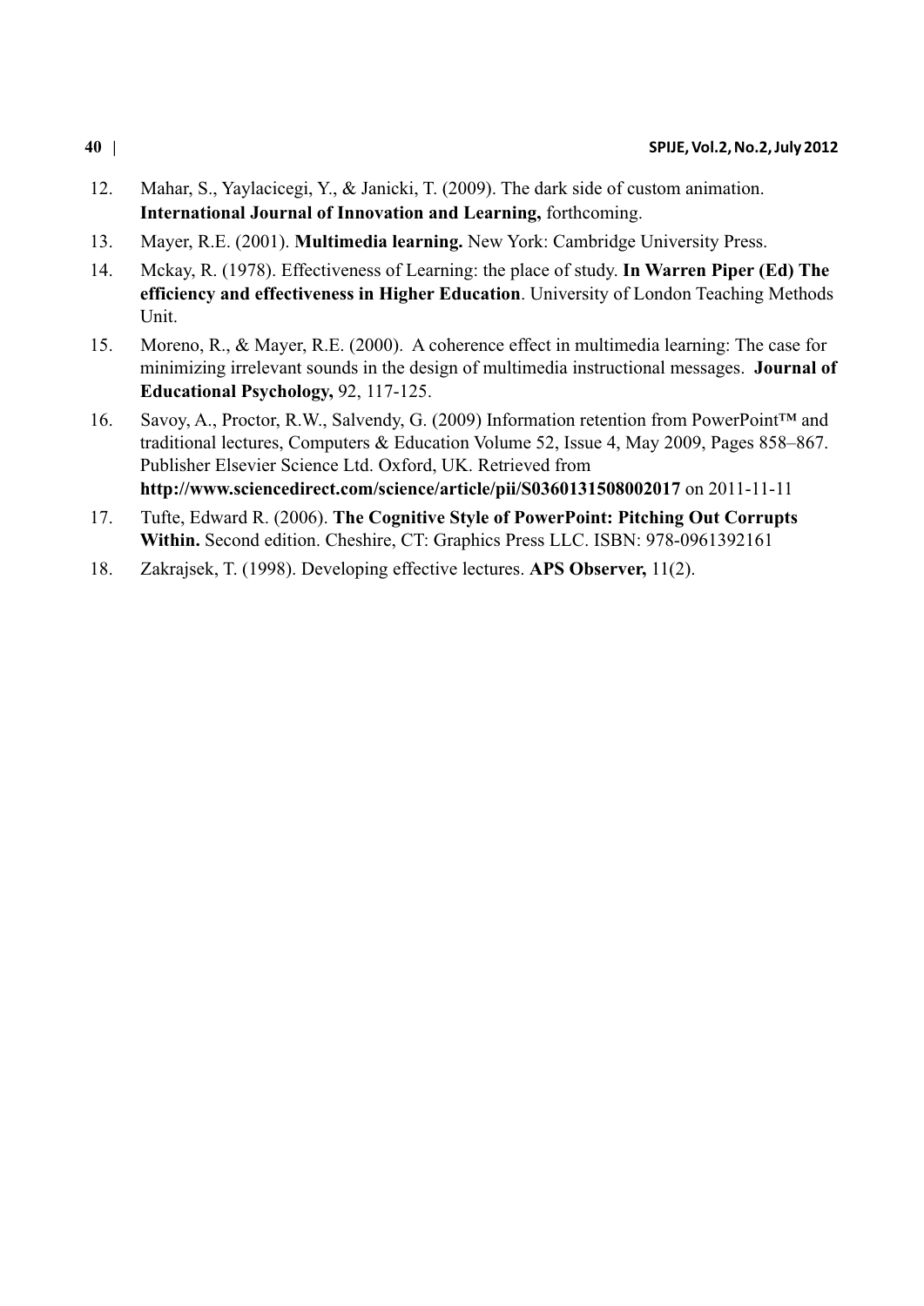12. Mahar, S., Yaylacicegi, Y., & Janicki, T. (2009). The dark side of custom animation. **International Journal of Innovation and Learning,** forthcoming.
13. Mayer, R.E. (2001). **Multimedia learning.** New York: Cambridge University Press.
14. Mckay, R. (1978). Effectiveness of Learning: the place of study. **In Warren Piper (Ed) The efficiency and effectiveness in Higher Education**. University of London Teaching Methods Unit.
15. Moreno, R., & Mayer, R.E. (2000). A coherence effect in multimedia learning: The case for minimizing irrelevant sounds in the design of multimedia instructional messages. **Journal of Educational Psychology,** 92, 117-125.
16. Savoy, A., Proctor, R.W., Salvendy, G. (2009) Information retention from PowerPoint™ and traditional lectures, Computers & Education Volume 52, Issue 4, May 2009, Pages 858–867. Publisher Elsevier Science Ltd. Oxford, UK. Retrieved from **http://www.sciencedirect.com/science/article/pii/S0360131508002017** on 2011-11-11
17. Tufte, Edward R. (2006). **The Cognitive Style of PowerPoint: Pitching Out Corrupts Within.** Second edition. Cheshire, CT: Graphics Press LLC. ISBN: 978-0961392161
18. Zakrajsek, T. (1998). Developing effective lectures. **APS Observer,** 11(2).